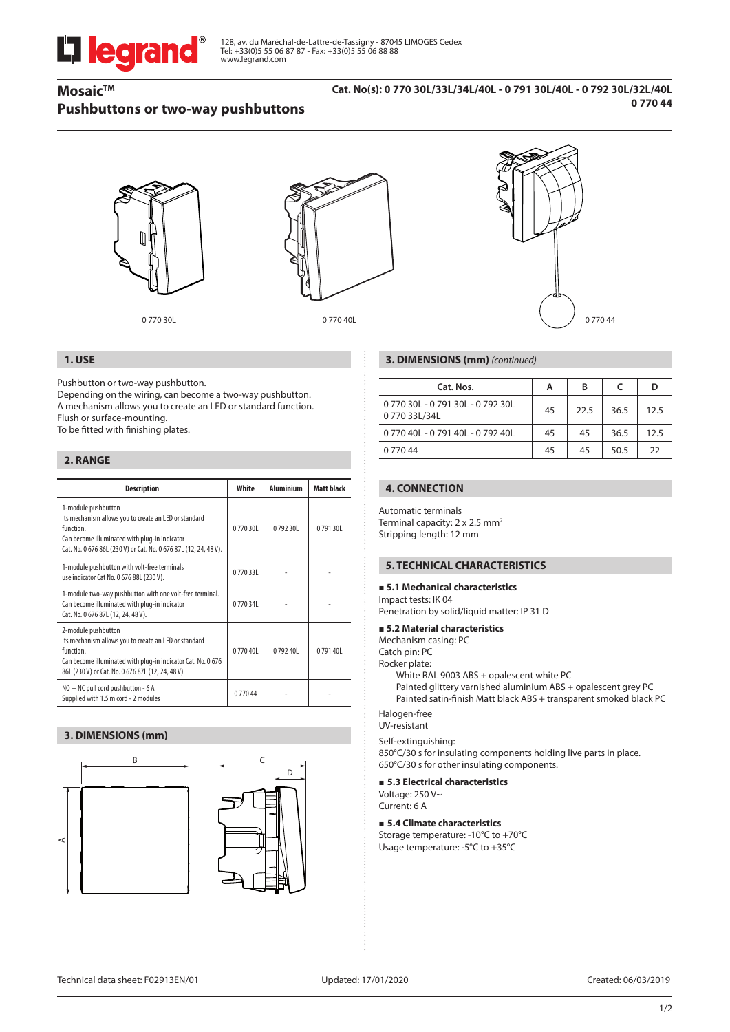128, av. du Maréchal-de-Lattre-de-Tassigny - 87045 LIMOGES Cedex
Tel: +33(0)5 55 06 87 87 - Fax: +33(0)5 55 06 88 88
www.legrand.com

# Mosaic™
# Pushbuttons or two-way pushbuttons

**Cat. No(s): 0 770 30L/33L/34L/40L - 0 791 30L/40L - 0 792 30L/32L/40L 0 770 44**

0 770 30L

0 770 40L

0 770 44

## 1. USE

Pushbutton or two-way pushbutton.
Depending on the wiring, can become a two-way pushbutton.
A mechanism allows you to create an LED or standard function.
Flush or surface-mounting.
To be fitted with finishing plates.

## 2. RANGE

| Description | White | Aluminium | Matt black |
|---|---|---|---|
| 1-module pushbutton<br>Its mechanism allows you to create an LED or standard function.<br>Can become illuminated with plug-in indicator Cat. No. 0 676 86L (230 V) or Cat. No. 0 676 87L (12, 24, 48 V). | 0 770 30L | 0 792 30L | 0 791 30L |
| 1-module pushbutton with volt-free terminals<br>use indicator Cat No. 0 676 88L (230 V). | 0 770 33L | - | - |
| 1-module two-way pushbutton with one volt-free terminal.<br>Can become illuminated with plug-in indicator Cat. No. 0 676 87L (12, 24, 48 V). | 0 770 34L | - | - |
| 2-module pushbutton<br>Its mechanism allows you to create an LED or standard function.<br>Can become illuminated with plug-in indicator Cat. No. 0 676 86L (230 V) or Cat. No. 0 676 87L (12, 24, 48 V) | 0 770 40L | 0 792 40L | 0 791 40L |
| NO + NC pull cord pushbutton - 6 A<br>Supplied with 1.5 m cord - 2 modules | 0 770 44 | - | - |

## 3. DIMENSIONS (mm)

## 3. DIMENSIONS (mm) *(continued)*

| Cat. Nos. | A | B | C | D |
|---|---|---|---|---|
| 0 770 30L - 0 791 30L - 0 792 30L<br>0 770 33L/34L | 45 | 22.5 | 36.5 | 12.5 |
| 0 770 40L - 0 791 40L - 0 792 40L | 45 | 45 | 36.5 | 12.5 |
| 0 770 44 | 45 | 45 | 50.5 | 22 |

## 4. CONNECTION

Automatic terminals
Terminal capacity: 2 x 2.5 mm$^2$
Stripping length: 12 mm

## 5. TECHNICAL CHARACTERISTICS

### 5.1 Mechanical characteristics

Impact tests: IK 04
Penetration by solid/liquid matter: IP 31 D

### 5.2 Material characteristics

Mechanism casing: PC
Catch pin: PC
Rocker plate:
- White RAL 9003 ABS + opalescent white PC
- Painted glittery varnished aluminium ABS + opalescent grey PC
- Painted satin-finish Matt black ABS + transparent smoked black PC

Halogen-free
UV-resistant

Self-extinguishing:
850°C/30 s for insulating components holding live parts in place.
650°C/30 s for other insulating components.

### 5.3 Electrical characteristics

Voltage: 250 V~
Current: 6 A

### 5.4 Climate characteristics

Storage temperature: -10°C to +70°C
Usage temperature: -5°C to +35°C

Technical data sheet: F02913EN/01 Updated: 17/01/2020 Created: 06/03/2019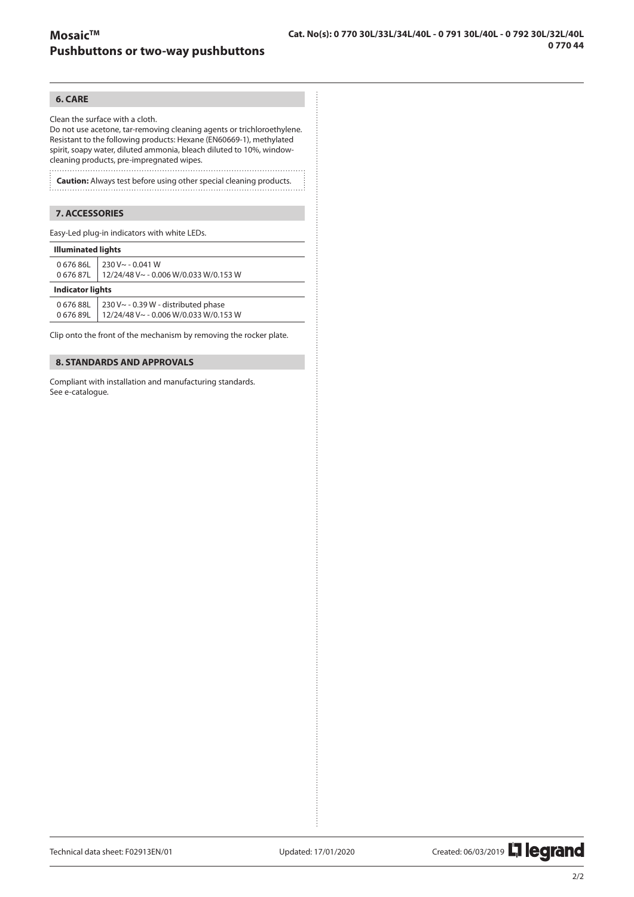## 6. CARE

Clean the surface with a cloth.
Do not use acetone, tar-removing cleaning agents or trichloroethylene.
Resistant to the following products: Hexane (EN60669-1), methylated spirit, soapy water, diluted ammonia, bleach diluted to 10%, window-cleaning products, pre-impregnated wipes.

**Caution:** Always test before using other special cleaning products.

## 7. ACCESSORIES

Easy-Led plug-in indicators with white LEDs.

| | |
|---|---|
| **Illuminated lights** | |
| 0 676 86L | 230 V~ - 0.041 W |
| 0 676 87L | 12/24/48 V~ - 0.006 W/0.033 W/0.153 W |
| **Indicator lights** | |
| 0 676 88L | 230 V~ - 0.39 W - distributed phase |
| 0 676 89L | 12/24/48 V~ - 0.006 W/0.033 W/0.153 W |

Clip onto the front of the mechanism by removing the rocker plate.

## 8. STANDARDS AND APPROVALS

Compliant with installation and manufacturing standards.
See e-catalogue.